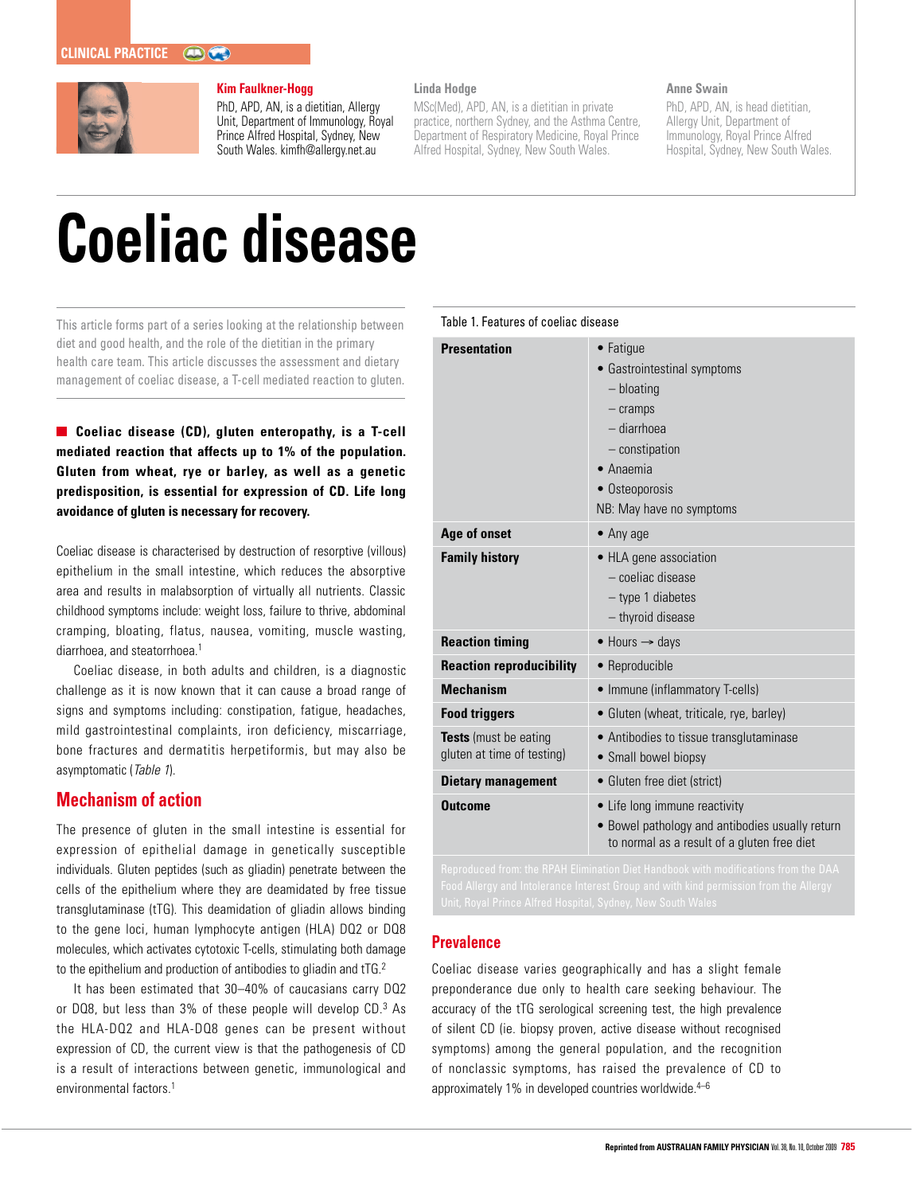CLINICAL PRACTICE

**Kim Faulkner-Hogg**
PhD, APD, AN, is a dietitian, Allergy Unit, Department of Immunology, Royal Prince Alfred Hospital, Sydney, New South Wales. kimfh@allergy.net.au

**Linda Hodge**
MSc(Med), APD, AN, is a dietitian in private practice, northern Sydney, and the Asthma Centre, Department of Respiratory Medicine, Royal Prince Alfred Hospital, Sydney, New South Wales.

**Anne Swain**
PhD, APD, AN, is head dietitian, Allergy Unit, Department of Immunology, Royal Prince Alfred Hospital, Sydney, New South Wales.

# Coeliac disease

This article forms part of a series looking at the relationship between diet and good health, and the role of the dietitian in the primary health care team. This article discusses the assessment and dietary management of coeliac disease, a T-cell mediated reaction to gluten.

**Coeliac disease (CD), gluten enteropathy, is a T-cell mediated reaction that affects up to 1% of the population. Gluten from wheat, rye or barley, as well as a genetic predisposition, is essential for expression of CD. Life long avoidance of gluten is necessary for recovery.**

Coeliac disease is characterised by destruction of resorptive (villous) epithelium in the small intestine, which reduces the absorptive area and results in malabsorption of virtually all nutrients. Classic childhood symptoms include: weight loss, failure to thrive, abdominal cramping, bloating, flatus, nausea, vomiting, muscle wasting, diarrhoea, and steatorrhoea.[1]

Coeliac disease, in both adults and children, is a diagnostic challenge as it is now known that it can cause a broad range of signs and symptoms including: constipation, fatigue, headaches, mild gastrointestinal complaints, iron deficiency, miscarriage, bone fractures and dermatitis herpetiformis, but may also be asymptomatic (*Table 1*).

## Mechanism of action

The presence of gluten in the small intestine is essential for expression of epithelial damage in genetically susceptible individuals. Gluten peptides (such as gliadin) penetrate between the cells of the epithelium where they are deamidated by free tissue transglutaminase (tTG). This deamidation of gliadin allows binding to the gene loci, human lymphocyte antigen (HLA) DQ2 or DQ8 molecules, which activates cytotoxic T-cells, stimulating both damage to the epithelium and production of antibodies to gliadin and tTG.[2]

It has been estimated that 30–40% of caucasians carry DQ2 or DQ8, but less than 3% of these people will develop CD.[3] As the HLA-DQ2 and HLA-DQ8 genes can be present without expression of CD, the current view is that the pathogenesis of CD is a result of interactions between genetic, immunological and environmental factors.[1]

Table 1. Features of coeliac disease

| | |
|---|---|
| **Presentation** | • Fatigue<br>• Gastrointestinal symptoms<br>– bloating<br>– cramps<br>– diarrhoea<br>– constipation<br>• Anaemia<br>• Osteoporosis<br>NB: May have no symptoms |
| **Age of onset** | • Any age |
| **Family history** | • HLA gene association<br>– coeliac disease<br>– type 1 diabetes<br>– thyroid disease |
| **Reaction timing** | • Hours → days |
| **Reaction reproducibility** | • Reproducible |
| **Mechanism** | • Immune (inflammatory T-cells) |
| **Food triggers** | • Gluten (wheat, triticale, rye, barley) |
| **Tests** (must be eating gluten at time of testing) | • Antibodies to tissue transglutaminase<br>• Small bowel biopsy |
| **Dietary management** | • Gluten free diet (strict) |
| **Outcome** | • Life long immune reactivity<br>• Bowel pathology and antibodies usually return to normal as a result of a gluten free diet |

Reproduced from: the RPAH Elimination Diet Handbook with modifications from the DAA Food Allergy and Intolerance Interest Group and with kind permission from the Allergy Unit, Royal Prince Alfred Hospital, Sydney, New South Wales

## Prevalence

Coeliac disease varies geographically and has a slight female preponderance due only to health care seeking behaviour. The accuracy of the tTG serological screening test, the high prevalence of silent CD (ie. biopsy proven, active disease without recognised symptoms) among the general population, and the recognition of nonclassic symptoms, has raised the prevalence of CD to approximately 1% in developed countries worldwide.[4–6]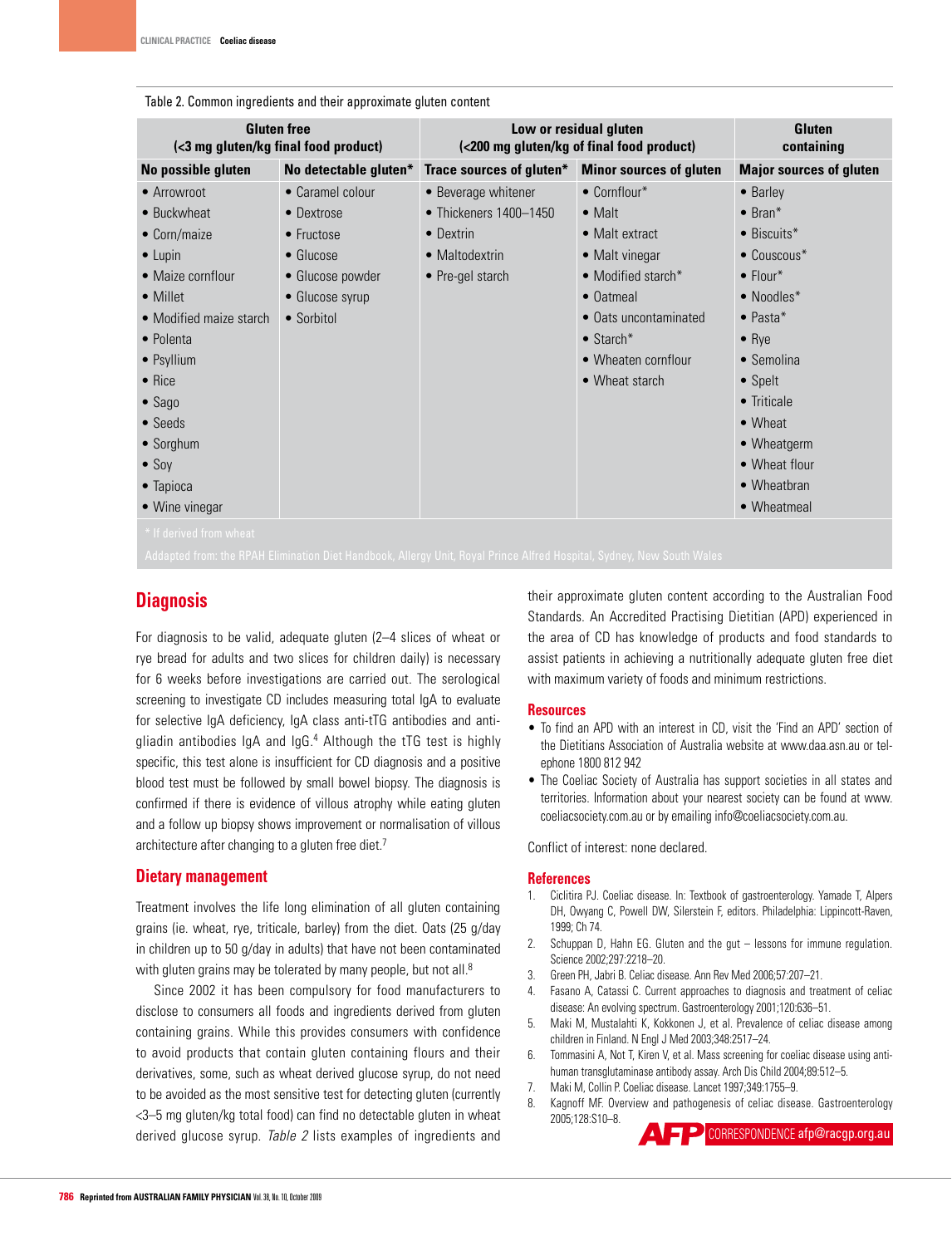Table 2. Common ingredients and their approximate gluten content

| Gluten free (<3 mg gluten/kg final food product) | | Low or residual gluten (<200 mg gluten/kg of final food product) | | Gluten containing |
|---|---|---|---|---|
| **No possible gluten** | **No detectable gluten*** | **Trace sources of gluten*** | **Minor sources of gluten** | **Major sources of gluten** |
| • Arrowroot | • Caramel colour | • Beverage whitener | • Cornflour* | • Barley |
| • Buckwheat | • Dextrose | • Thickeners 1400–1450 | • Malt | • Bran* |
| • Corn/maize | • Fructose | • Dextrin | • Malt extract | • Biscuits* |
| • Lupin | • Glucose | • Maltodextrin | • Malt vinegar | • Couscous* |
| • Maize cornflour | • Glucose powder | • Pre-gel starch | • Modified starch* | • Flour* |
| • Millet | • Glucose syrup | | • Oatmeal | • Noodles* |
| • Modified maize starch | • Sorbitol | | • Oats uncontaminated | • Pasta* |
| • Polenta | | | • Starch* | • Rye |
| • Psyllium | | | • Wheaten cornflour | • Semolina |
| • Rice | | | • Wheat starch | • Spelt |
| • Sago | | | | • Triticale |
| • Seeds | | | | • Wheat |
| • Sorghum | | | | • Wheatgerm |
| • Soy | | | | • Wheat flour |
| • Tapioca | | | | • Wheatbran |
| • Wine vinegar | | | | • Wheatmeal |

\* If derived from wheat

Addapted from: the RPAH Elimination Diet Handbook, Allergy Unit, Royal Prince Alfred Hospital, Sydney, New South Wales

## Diagnosis

For diagnosis to be valid, adequate gluten (2–4 slices of wheat or rye bread for adults and two slices for children daily) is necessary for 6 weeks before investigations are carried out. The serological screening to investigate CD includes measuring total IgA to evaluate for selective IgA deficiency, IgA class anti-tTG antibodies and anti-gliadin antibodies IgA and IgG.[4] Although the tTG test is highly specific, this test alone is insufficient for CD diagnosis and a positive blood test must be followed by small bowel biopsy. The diagnosis is confirmed if there is evidence of villous atrophy while eating gluten and a follow up biopsy shows improvement or normalisation of villous architecture after changing to a gluten free diet.[7]

## Dietary management

Treatment involves the life long elimination of all gluten containing grains (ie. wheat, rye, triticale, barley) from the diet. Oats (25 g/day in children up to 50 g/day in adults) that have not been contaminated with gluten grains may be tolerated by many people, but not all.[8]

Since 2002 it has been compulsory for food manufacturers to disclose to consumers all foods and ingredients derived from gluten containing grains. While this provides consumers with confidence to avoid products that contain gluten containing flours and their derivatives, some, such as wheat derived glucose syrup, do not need to be avoided as the most sensitive test for detecting gluten (currently <3–5 mg gluten/kg total food) can find no detectable gluten in wheat derived glucose syrup. *Table 2* lists examples of ingredients and their approximate gluten content according to the Australian Food Standards. An Accredited Practising Dietitian (APD) experienced in the area of CD has knowledge of products and food standards to assist patients in achieving a nutritionally adequate gluten free diet with maximum variety of foods and minimum restrictions.

### Resources

- To find an APD with an interest in CD, visit the 'Find an APD' section of the Dietitians Association of Australia website at www.daa.asn.au or telephone 1800 812 942
- The Coeliac Society of Australia has support societies in all states and territories. Information about your nearest society can be found at www.coeliacsociety.com.au or by emailing info@coeliacsociety.com.au.

Conflict of interest: none declared.

### References

1. Ciclitira PJ. Coeliac disease. In: Textbook of gastroenterology. Yamade T, Alpers DH, Owyang C, Powell DW, Silerstein F, editors. Philadelphia: Lippincott-Raven, 1999; Ch 74.
2. Schuppan D, Hahn EG. Gluten and the gut – lessons for immune regulation. Science 2002;297:2218–20.
3. Green PH, Jabri B. Celiac disease. Ann Rev Med 2006;57:207–21.
4. Fasano A, Catassi C. Current approaches to diagnosis and treatment of celiac disease: An evolving spectrum. Gastroenterology 2001;120:636–51.
5. Maki M, Mustalahti K, Kokkonen J, et al. Prevalence of celiac disease among children in Finland. N Engl J Med 2003;348:2517–24.
6. Tommasini A, Not T, Kiren V, et al. Mass screening for coeliac disease using anti-human transglutaminase antibody assay. Arch Dis Child 2004;89:512–5.
7. Maki M, Collin P. Coeliac disease. Lancet 1997;349:1755–9.
8. Kagnoff MF. Overview and pathogenesis of celiac disease. Gastroenterology 2005;128:S10–8.

AFP CORRESPONDENCE afp@racgp.org.au